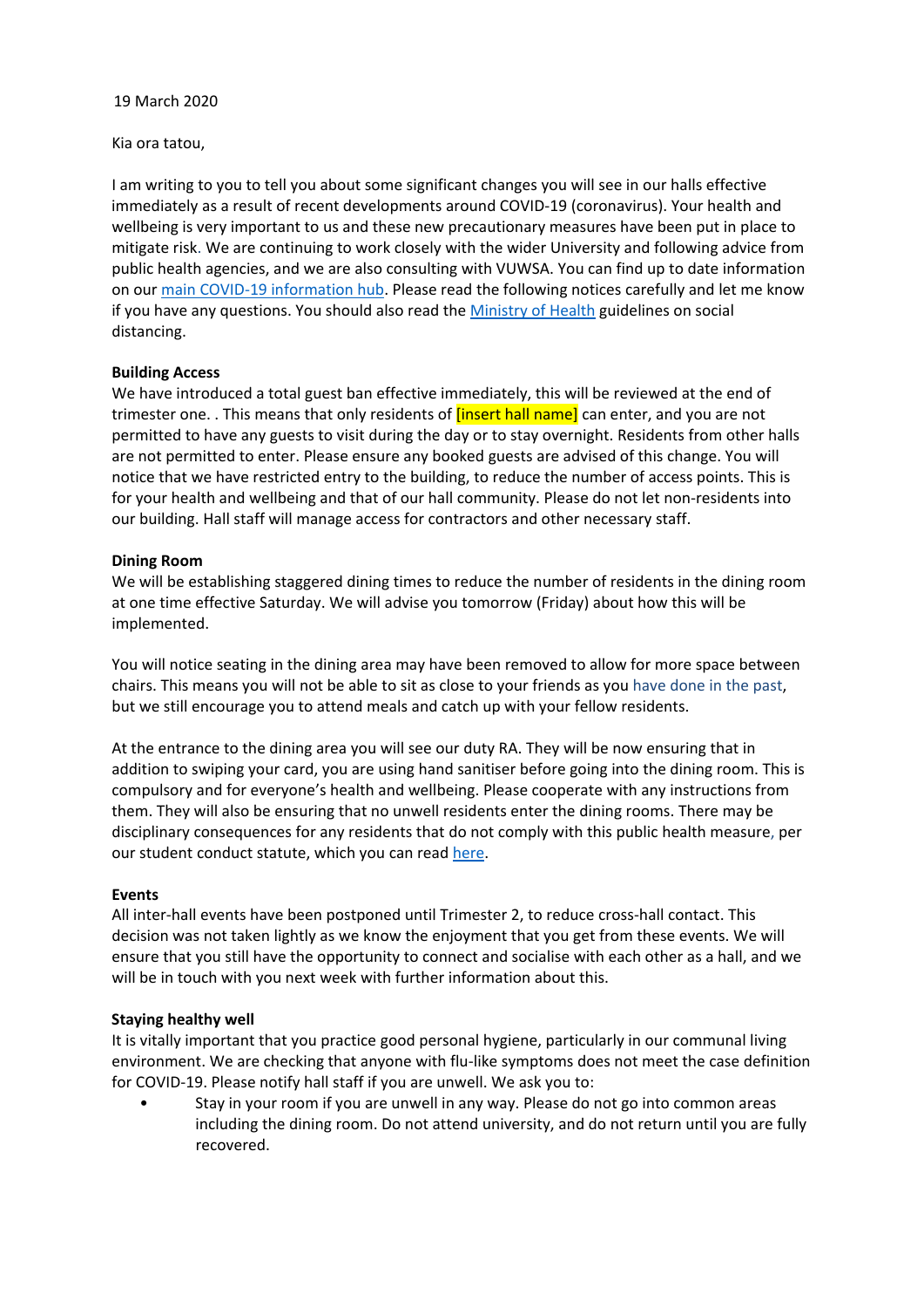19 March 2020

Kia ora tatou,

I am writing to you to tell you about some significant changes you will see in our halls effective immediately as a result of recent developments around COVID-19 (coronavirus). Your health and wellbeing is very important to us and these new precautionary measures have been put in place to mitigate risk. We are continuing to work closely with the wider University and following advice from public health agencies, and we are also consulting with VUWSA. You can find up to date information on our main COVID-19 information hub. Please read the following notices carefully and let me know if you have any questions. You should also read the Ministry of Health guidelines on social distancing.

**Building Access**

We have introduced a total guest ban effective immediately, this will be reviewed at the end of trimester one. . This means that only residents of [insert hall name] can enter, and you are not permitted to have any guests to visit during the day or to stay overnight. Residents from other halls are not permitted to enter. Please ensure any booked guests are advised of this change. You will notice that we have restricted entry to the building, to reduce the number of access points. This is for your health and wellbeing and that of our hall community. Please do not let non-residents into our building. Hall staff will manage access for contractors and other necessary staff.

**Dining Room**

We will be establishing staggered dining times to reduce the number of residents in the dining room at one time effective Saturday. We will advise you tomorrow (Friday) about how this will be implemented.

You will notice seating in the dining area may have been removed to allow for more space between chairs. This means you will not be able to sit as close to your friends as you have done in the past, but we still encourage you to attend meals and catch up with your fellow residents.

At the entrance to the dining area you will see our duty RA. They will be now ensuring that in addition to swiping your card, you are using hand sanitiser before going into the dining room. This is compulsory and for everyone's health and wellbeing. Please cooperate with any instructions from them. They will also be ensuring that no unwell residents enter the dining rooms. There may be disciplinary consequences for any residents that do not comply with this public health measure, per our student conduct statute, which you can read here.

**Events**

All inter-hall events have been postponed until Trimester 2, to reduce cross-hall contact. This decision was not taken lightly as we know the enjoyment that you get from these events. We will ensure that you still have the opportunity to connect and socialise with each other as a hall, and we will be in touch with you next week with further information about this.

**Staying healthy well**

It is vitally important that you practice good personal hygiene, particularly in our communal living environment. We are checking that anyone with flu-like symptoms does not meet the case definition for COVID-19. Please notify hall staff if you are unwell. We ask you to:

- Stay in your room if you are unwell in any way. Please do not go into common areas including the dining room. Do not attend university, and do not return until you are fully recovered.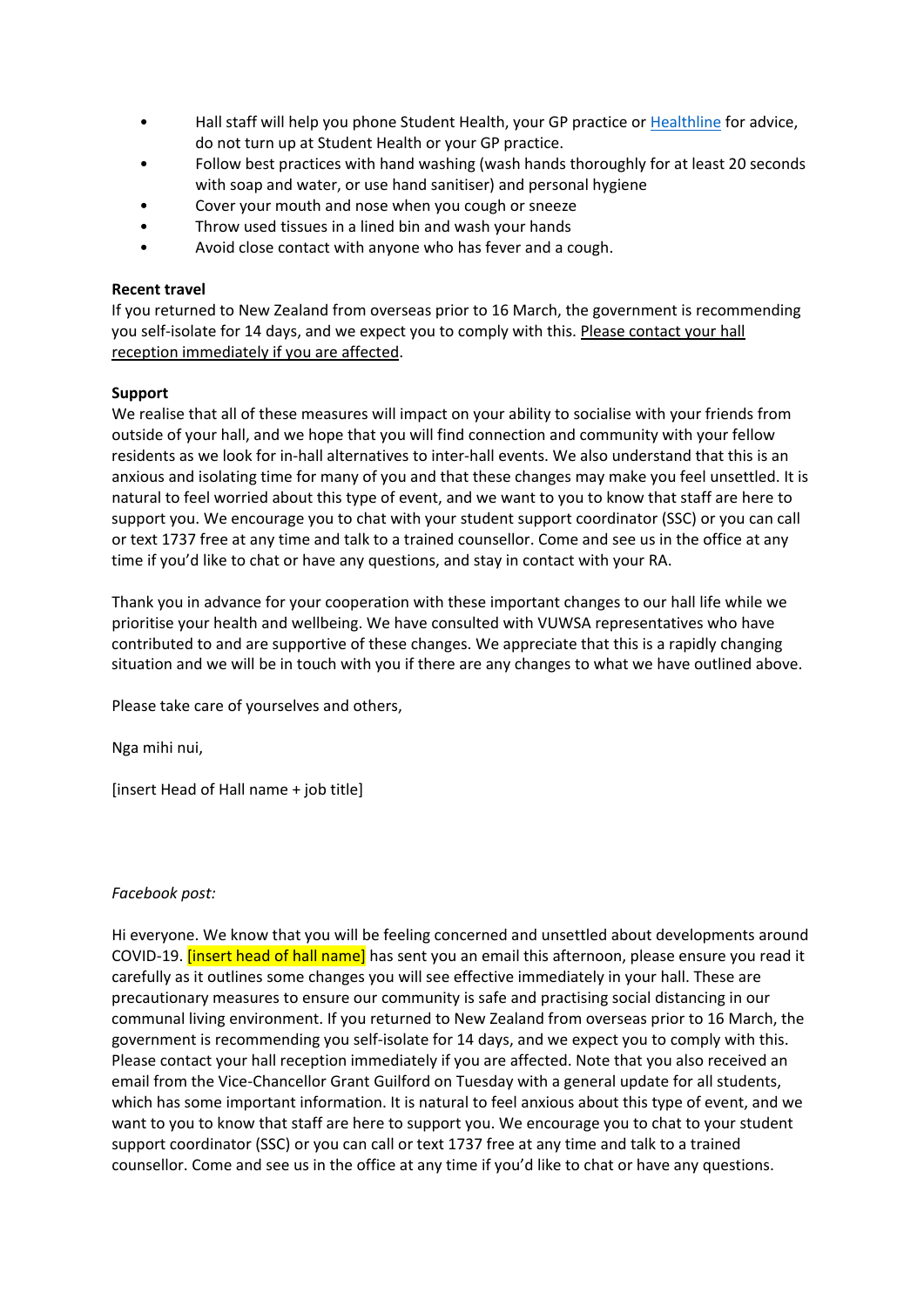- Hall staff will help you phone Student Health, your GP practice or Healthline for advice, do not turn up at Student Health or your GP practice.
- Follow best practices with hand washing (wash hands thoroughly for at least 20 seconds with soap and water, or use hand sanitiser) and personal hygiene
- Cover your mouth and nose when you cough or sneeze
- Throw used tissues in a lined bin and wash your hands
- Avoid close contact with anyone who has fever and a cough.

**Recent travel**
If you returned to New Zealand from overseas prior to 16 March, the government is recommending you self-isolate for 14 days, and we expect you to comply with this. Please contact your hall reception immediately if you are affected.

**Support**
We realise that all of these measures will impact on your ability to socialise with your friends from outside of your hall, and we hope that you will find connection and community with your fellow residents as we look for in-hall alternatives to inter-hall events. We also understand that this is an anxious and isolating time for many of you and that these changes may make you feel unsettled. It is natural to feel worried about this type of event, and we want to you to know that staff are here to support you. We encourage you to chat with your student support coordinator (SSC) or you can call or text 1737 free at any time and talk to a trained counsellor. Come and see us in the office at any time if you'd like to chat or have any questions, and stay in contact with your RA.

Thank you in advance for your cooperation with these important changes to our hall life while we prioritise your health and wellbeing. We have consulted with VUWSA representatives who have contributed to and are supportive of these changes. We appreciate that this is a rapidly changing situation and we will be in touch with you if there are any changes to what we have outlined above.

Please take care of yourselves and others,

Nga mihi nui,

[insert Head of Hall name + job title]

*Facebook post:*

Hi everyone. We know that you will be feeling concerned and unsettled about developments around COVID-19. [insert head of hall name] has sent you an email this afternoon, please ensure you read it carefully as it outlines some changes you will see effective immediately in your hall. These are precautionary measures to ensure our community is safe and practising social distancing in our communal living environment. If you returned to New Zealand from overseas prior to 16 March, the government is recommending you self-isolate for 14 days, and we expect you to comply with this. Please contact your hall reception immediately if you are affected. Note that you also received an email from the Vice-Chancellor Grant Guilford on Tuesday with a general update for all students, which has some important information. It is natural to feel anxious about this type of event, and we want to you to know that staff are here to support you. We encourage you to chat to your student support coordinator (SSC) or you can call or text 1737 free at any time and talk to a trained counsellor. Come and see us in the office at any time if you'd like to chat or have any questions.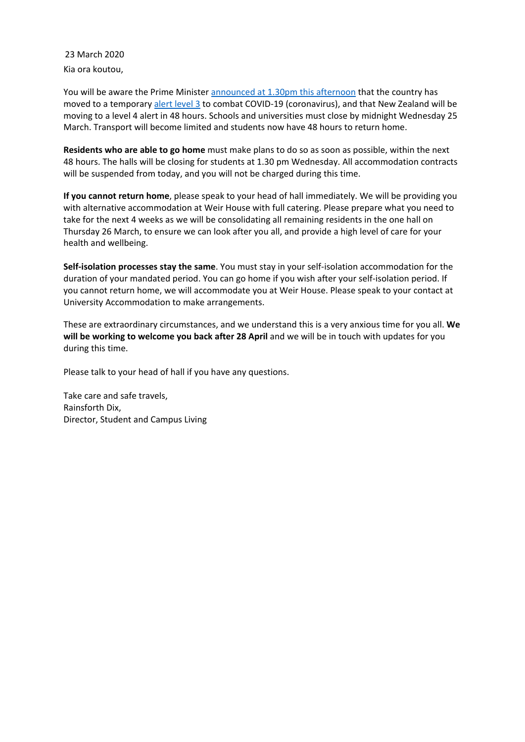23 March 2020

Kia ora koutou,

You will be aware the Prime Minister [announced at 1.30pm this afternoon] that the country has moved to a temporary [alert level 3] to combat COVID-19 (coronavirus), and that New Zealand will be moving to a level 4 alert in 48 hours. Schools and universities must close by midnight Wednesday 25 March. Transport will become limited and students now have 48 hours to return home.

**Residents who are able to go home** must make plans to do so as soon as possible, within the next 48 hours. The halls will be closing for students at 1.30 pm Wednesday. All accommodation contracts will be suspended from today, and you will not be charged during this time.

**If you cannot return home**, please speak to your head of hall immediately. We will be providing you with alternative accommodation at Weir House with full catering. Please prepare what you need to take for the next 4 weeks as we will be consolidating all remaining residents in the one hall on Thursday 26 March, to ensure we can look after you all, and provide a high level of care for your health and wellbeing.

**Self-isolation processes stay the same**. You must stay in your self-isolation accommodation for the duration of your mandated period. You can go home if you wish after your self-isolation period. If you cannot return home, we will accommodate you at Weir House. Please speak to your contact at University Accommodation to make arrangements.

These are extraordinary circumstances, and we understand this is a very anxious time for you all. **We will be working to welcome you back after 28 April** and we will be in touch with updates for you during this time.

Please talk to your head of hall if you have any questions.

Take care and safe travels,
Rainsforth Dix,
Director, Student and Campus Living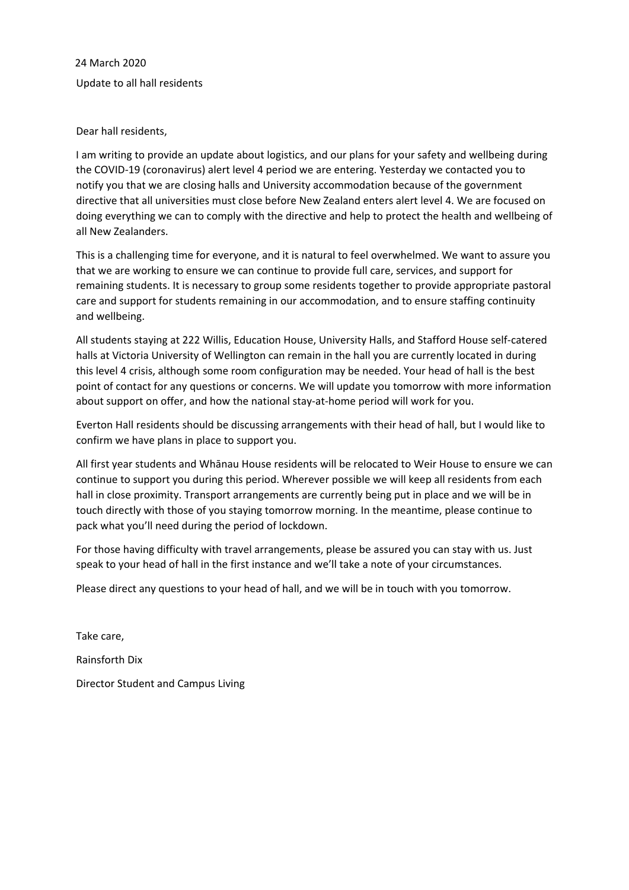24 March 2020

Update to all hall residents

Dear hall residents,

I am writing to provide an update about logistics, and our plans for your safety and wellbeing during the COVID-19 (coronavirus) alert level 4 period we are entering. Yesterday we contacted you to notify you that we are closing halls and University accommodation because of the government directive that all universities must close before New Zealand enters alert level 4. We are focused on doing everything we can to comply with the directive and help to protect the health and wellbeing of all New Zealanders.

This is a challenging time for everyone, and it is natural to feel overwhelmed. We want to assure you that we are working to ensure we can continue to provide full care, services, and support for remaining students. It is necessary to group some residents together to provide appropriate pastoral care and support for students remaining in our accommodation, and to ensure staffing continuity and wellbeing.

All students staying at 222 Willis, Education House, University Halls, and Stafford House self-catered halls at Victoria University of Wellington can remain in the hall you are currently located in during this level 4 crisis, although some room configuration may be needed. Your head of hall is the best point of contact for any questions or concerns. We will update you tomorrow with more information about support on offer, and how the national stay-at-home period will work for you.

Everton Hall residents should be discussing arrangements with their head of hall, but I would like to confirm we have plans in place to support you.

All first year students and Whānau House residents will be relocated to Weir House to ensure we can continue to support you during this period. Wherever possible we will keep all residents from each hall in close proximity. Transport arrangements are currently being put in place and we will be in touch directly with those of you staying tomorrow morning. In the meantime, please continue to pack what you'll need during the period of lockdown.

For those having difficulty with travel arrangements, please be assured you can stay with us. Just speak to your head of hall in the first instance and we'll take a note of your circumstances.

Please direct any questions to your head of hall, and we will be in touch with you tomorrow.

Take care,

Rainsforth Dix

Director Student and Campus Living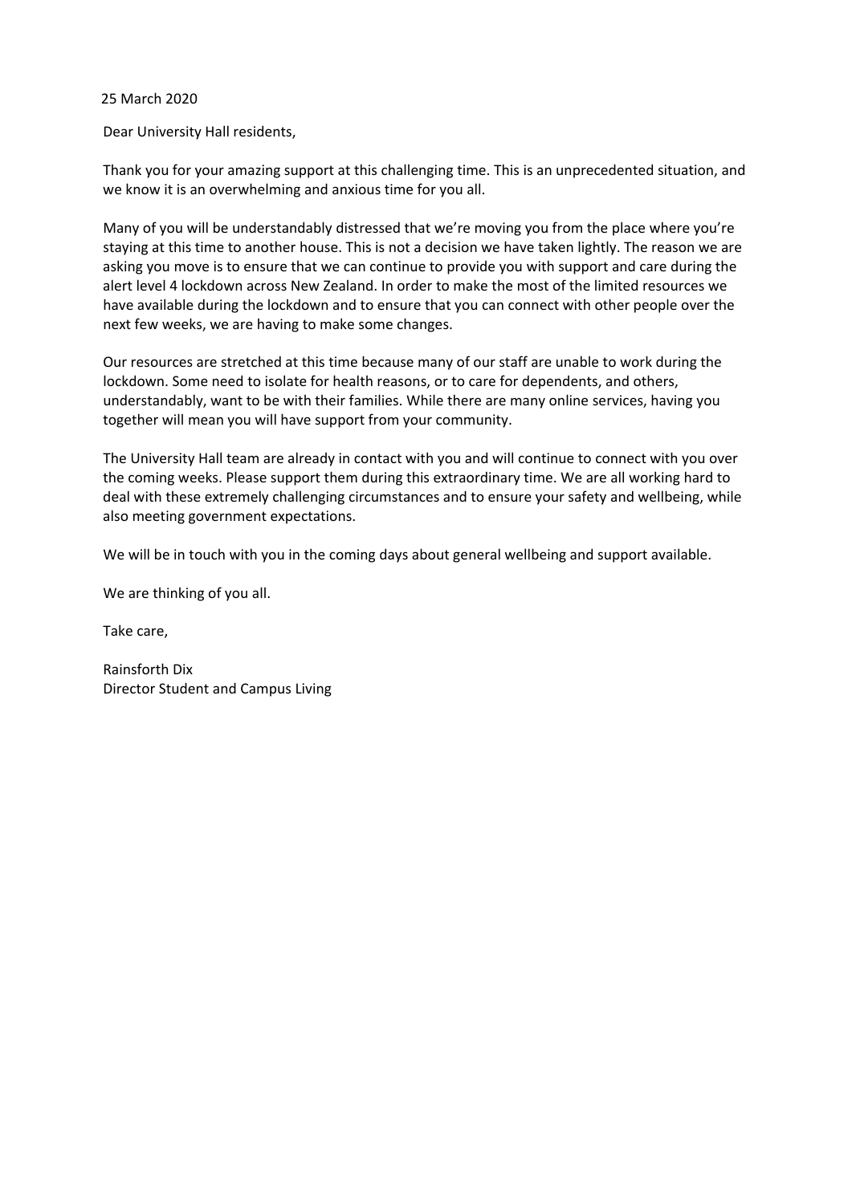25 March 2020

Dear University Hall residents,

Thank you for your amazing support at this challenging time. This is an unprecedented situation, and we know it is an overwhelming and anxious time for you all.

Many of you will be understandably distressed that we're moving you from the place where you're staying at this time to another house. This is not a decision we have taken lightly. The reason we are asking you move is to ensure that we can continue to provide you with support and care during the alert level 4 lockdown across New Zealand. In order to make the most of the limited resources we have available during the lockdown and to ensure that you can connect with other people over the next few weeks, we are having to make some changes.

Our resources are stretched at this time because many of our staff are unable to work during the lockdown. Some need to isolate for health reasons, or to care for dependents, and others, understandably, want to be with their families. While there are many online services, having you together will mean you will have support from your community.

The University Hall team are already in contact with you and will continue to connect with you over the coming weeks. Please support them during this extraordinary time. We are all working hard to deal with these extremely challenging circumstances and to ensure your safety and wellbeing, while also meeting government expectations.

We will be in touch with you in the coming days about general wellbeing and support available.

We are thinking of you all.

Take care,

Rainsforth Dix
Director Student and Campus Living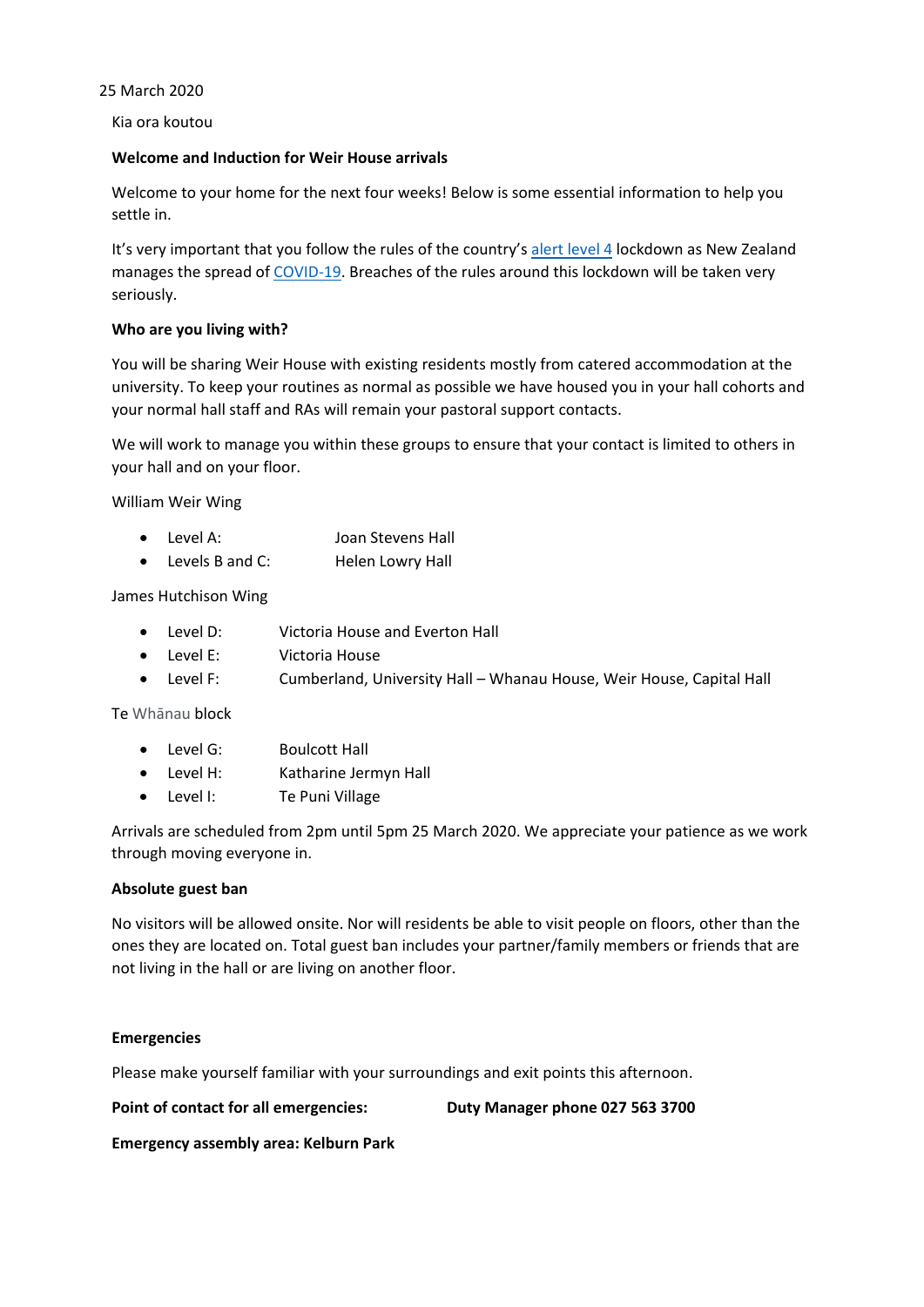25 March 2020

Kia ora koutou

**Welcome and Induction for Weir House arrivals**

Welcome to your home for the next four weeks! Below is some essential information to help you settle in.

It's very important that you follow the rules of the country's [alert level 4](#) lockdown as New Zealand manages the spread of [COVID-19](#). Breaches of the rules around this lockdown will be taken very seriously.

**Who are you living with?**

You will be sharing Weir House with existing residents mostly from catered accommodation at the university. To keep your routines as normal as possible we have housed you in your hall cohorts and your normal hall staff and RAs will remain your pastoral support contacts.

We will work to manage you within these groups to ensure that your contact is limited to others in your hall and on your floor.

William Weir Wing

- Level A: Joan Stevens Hall
- Levels B and C: Helen Lowry Hall

James Hutchison Wing

- Level D: Victoria House and Everton Hall
- Level E: Victoria House
- Level F: Cumberland, University Hall – Whanau House, Weir House, Capital Hall

Te Whānau block

- Level G: Boulcott Hall
- Level H: Katharine Jermyn Hall
- Level I: Te Puni Village

Arrivals are scheduled from 2pm until 5pm 25 March 2020. We appreciate your patience as we work through moving everyone in.

**Absolute guest ban**

No visitors will be allowed onsite. Nor will residents be able to visit people on floors, other than the ones they are located on. Total guest ban includes your partner/family members or friends that are not living in the hall or are living on another floor.

**Emergencies**

Please make yourself familiar with your surroundings and exit points this afternoon.

**Point of contact for all emergencies:** **Duty Manager phone 027 563 3700**

**Emergency assembly area: Kelburn Park**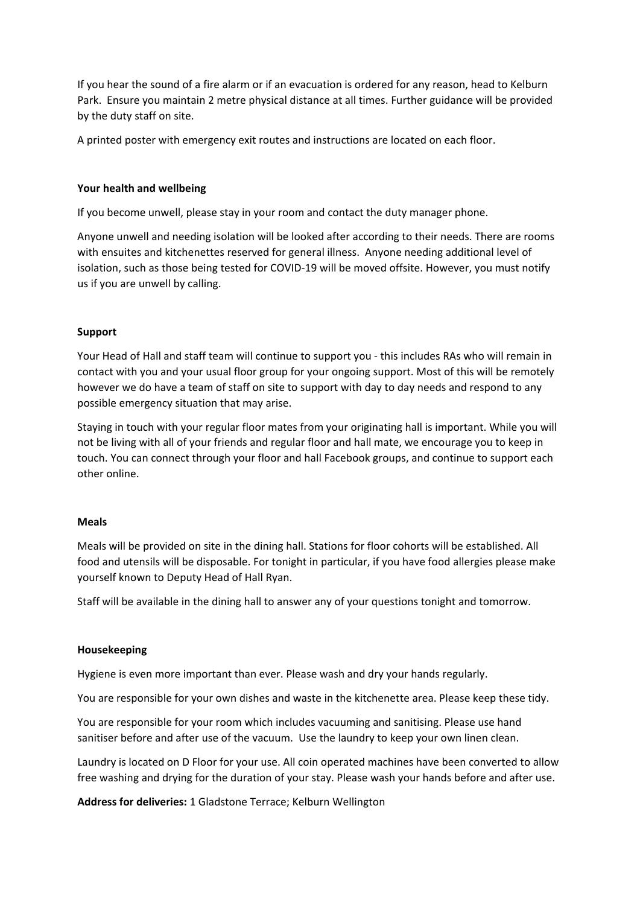If you hear the sound of a fire alarm or if an evacuation is ordered for any reason, head to Kelburn Park. Ensure you maintain 2 metre physical distance at all times. Further guidance will be provided by the duty staff on site.

A printed poster with emergency exit routes and instructions are located on each floor.

**Your health and wellbeing**

If you become unwell, please stay in your room and contact the duty manager phone.

Anyone unwell and needing isolation will be looked after according to their needs. There are rooms with ensuites and kitchenettes reserved for general illness. Anyone needing additional level of isolation, such as those being tested for COVID-19 will be moved offsite. However, you must notify us if you are unwell by calling.

**Support**

Your Head of Hall and staff team will continue to support you - this includes RAs who will remain in contact with you and your usual floor group for your ongoing support. Most of this will be remotely however we do have a team of staff on site to support with day to day needs and respond to any possible emergency situation that may arise.

Staying in touch with your regular floor mates from your originating hall is important. While you will not be living with all of your friends and regular floor and hall mate, we encourage you to keep in touch. You can connect through your floor and hall Facebook groups, and continue to support each other online.

**Meals**

Meals will be provided on site in the dining hall. Stations for floor cohorts will be established. All food and utensils will be disposable. For tonight in particular, if you have food allergies please make yourself known to Deputy Head of Hall Ryan.

Staff will be available in the dining hall to answer any of your questions tonight and tomorrow.

**Housekeeping**

Hygiene is even more important than ever. Please wash and dry your hands regularly.

You are responsible for your own dishes and waste in the kitchenette area. Please keep these tidy.

You are responsible for your room which includes vacuuming and sanitising. Please use hand sanitiser before and after use of the vacuum. Use the laundry to keep your own linen clean.

Laundry is located on D Floor for your use. All coin operated machines have been converted to allow free washing and drying for the duration of your stay. Please wash your hands before and after use.

**Address for deliveries:** 1 Gladstone Terrace; Kelburn Wellington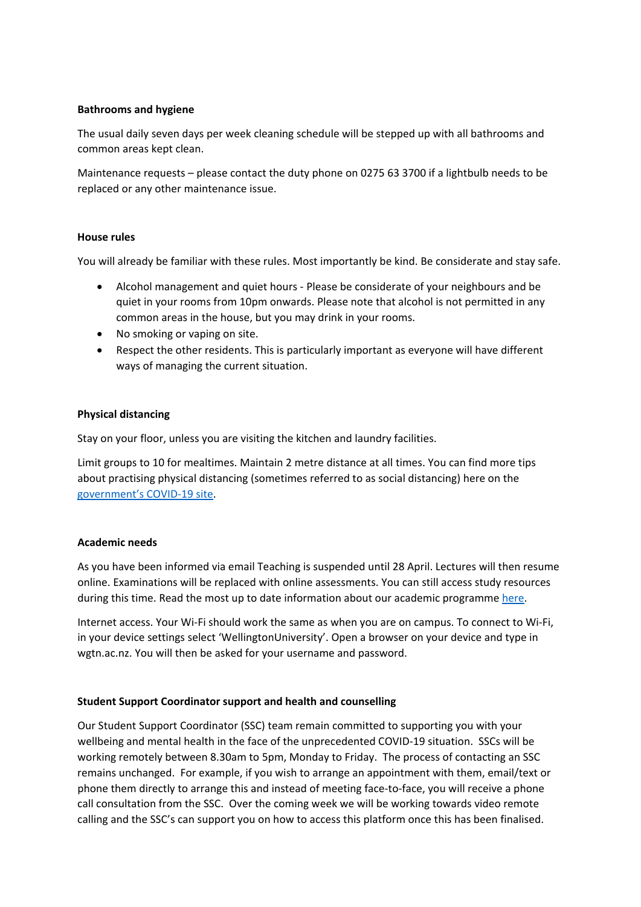**Bathrooms and hygiene**

The usual daily seven days per week cleaning schedule will be stepped up with all bathrooms and common areas kept clean.

Maintenance requests – please contact the duty phone on 0275 63 3700 if a lightbulb needs to be replaced or any other maintenance issue.

**House rules**

You will already be familiar with these rules. Most importantly be kind. Be considerate and stay safe.

- Alcohol management and quiet hours - Please be considerate of your neighbours and be quiet in your rooms from 10pm onwards. Please note that alcohol is not permitted in any common areas in the house, but you may drink in your rooms.
- No smoking or vaping on site.
- Respect the other residents. This is particularly important as everyone will have different ways of managing the current situation.

**Physical distancing**

Stay on your floor, unless you are visiting the kitchen and laundry facilities.

Limit groups to 10 for mealtimes. Maintain 2 metre distance at all times. You can find more tips about practising physical distancing (sometimes referred to as social distancing) here on the government's COVID-19 site.

**Academic needs**

As you have been informed via email Teaching is suspended until 28 April. Lectures will then resume online. Examinations will be replaced with online assessments. You can still access study resources during this time. Read the most up to date information about our academic programme here.

Internet access. Your Wi-Fi should work the same as when you are on campus. To connect to Wi-Fi, in your device settings select 'WellingtonUniversity'. Open a browser on your device and type in wgtn.ac.nz. You will then be asked for your username and password.

**Student Support Coordinator support and health and counselling**

Our Student Support Coordinator (SSC) team remain committed to supporting you with your wellbeing and mental health in the face of the unprecedented COVID-19 situation. SSCs will be working remotely between 8.30am to 5pm, Monday to Friday. The process of contacting an SSC remains unchanged. For example, if you wish to arrange an appointment with them, email/text or phone them directly to arrange this and instead of meeting face-to-face, you will receive a phone call consultation from the SSC. Over the coming week we will be working towards video remote calling and the SSC's can support you on how to access this platform once this has been finalised.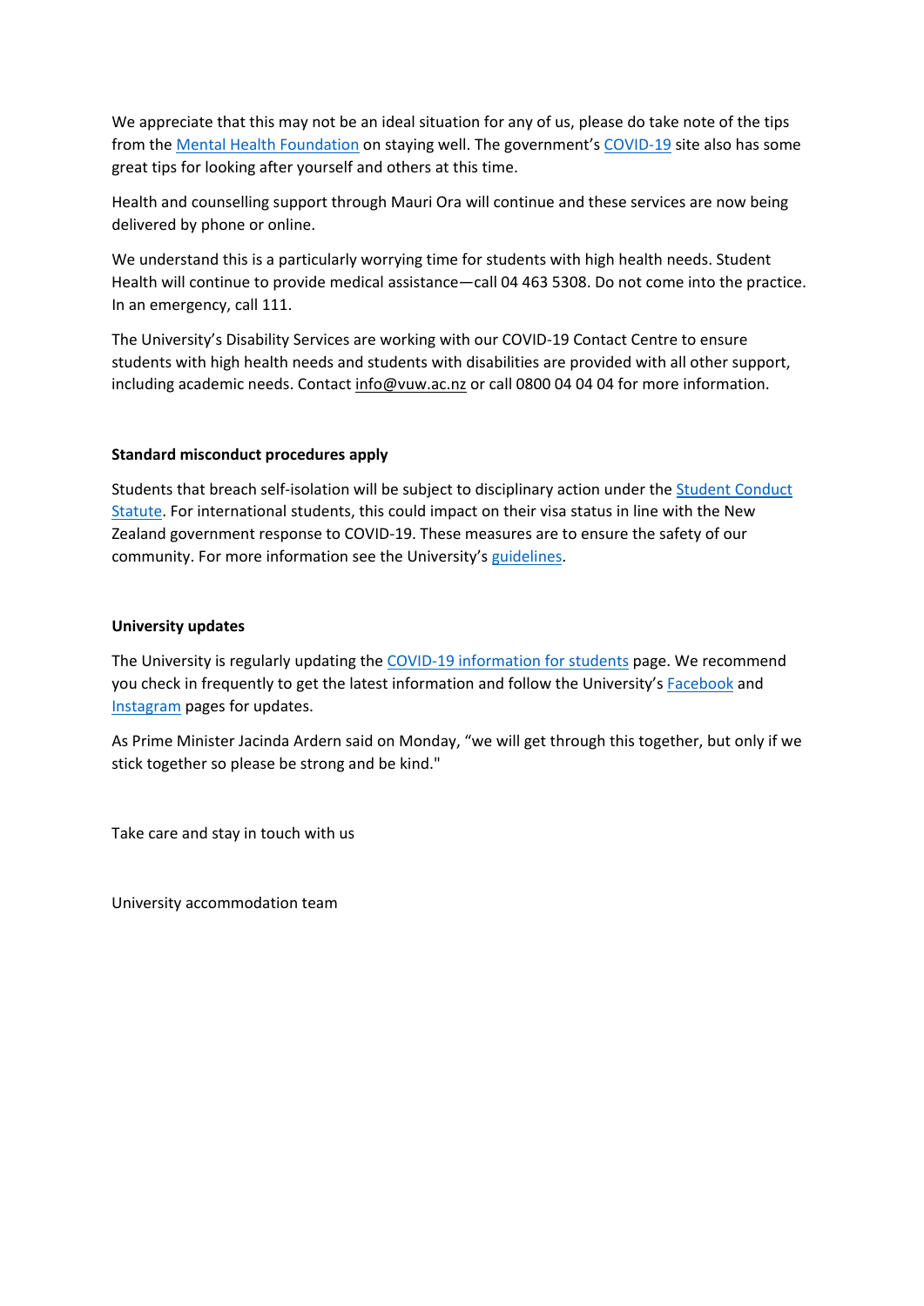We appreciate that this may not be an ideal situation for any of us, please do take note of the tips from the Mental Health Foundation on staying well. The government's COVID-19 site also has some great tips for looking after yourself and others at this time.

Health and counselling support through Mauri Ora will continue and these services are now being delivered by phone or online.

We understand this is a particularly worrying time for students with high health needs. Student Health will continue to provide medical assistance—call 04 463 5308. Do not come into the practice. In an emergency, call 111.

The University's Disability Services are working with our COVID-19 Contact Centre to ensure students with high health needs and students with disabilities are provided with all other support, including academic needs. Contact info@vuw.ac.nz or call 0800 04 04 04 for more information.

**Standard misconduct procedures apply**

Students that breach self-isolation will be subject to disciplinary action under the Student Conduct Statute. For international students, this could impact on their visa status in line with the New Zealand government response to COVID-19. These measures are to ensure the safety of our community. For more information see the University's guidelines.

**University updates**

The University is regularly updating the COVID-19 information for students page. We recommend you check in frequently to get the latest information and follow the University's Facebook and Instagram pages for updates.

As Prime Minister Jacinda Ardern said on Monday, "we will get through this together, but only if we stick together so please be strong and be kind."

Take care and stay in touch with us

University accommodation team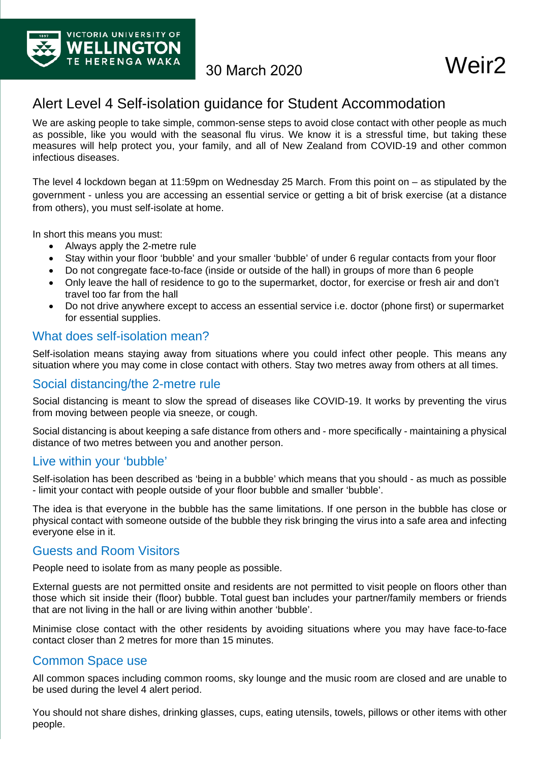VICTORIA UNIVERSITY OF WELLINGTON
TE HERENGA WAKA

30 March 2020

Weir2

# Alert Level 4 Self-isolation guidance for Student Accommodation

We are asking people to take simple, common-sense steps to avoid close contact with other people as much as possible, like you would with the seasonal flu virus. We know it is a stressful time, but taking these measures will help protect you, your family, and all of New Zealand from COVID-19 and other common infectious diseases.

The level 4 lockdown began at 11:59pm on Wednesday 25 March. From this point on – as stipulated by the government - unless you are accessing an essential service or getting a bit of brisk exercise (at a distance from others), you must self-isolate at home.

In short this means you must:

- Always apply the 2-metre rule
- Stay within your floor 'bubble' and your smaller 'bubble' of under 6 regular contacts from your floor
- Do not congregate face-to-face (inside or outside of the hall) in groups of more than 6 people
- Only leave the hall of residence to go to the supermarket, doctor, for exercise or fresh air and don't travel too far from the hall
- Do not drive anywhere except to access an essential service i.e. doctor (phone first) or supermarket for essential supplies.

## What does self-isolation mean?

Self-isolation means staying away from situations where you could infect other people. This means any situation where you may come in close contact with others. Stay two metres away from others at all times.

## Social distancing/the 2-metre rule

Social distancing is meant to slow the spread of diseases like COVID-19. It works by preventing the virus from moving between people via sneeze, or cough.

Social distancing is about keeping a safe distance from others and - more specifically - maintaining a physical distance of two metres between you and another person.

## Live within your 'bubble'

Self-isolation has been described as 'being in a bubble' which means that you should - as much as possible - limit your contact with people outside of your floor bubble and smaller 'bubble'.

The idea is that everyone in the bubble has the same limitations. If one person in the bubble has close or physical contact with someone outside of the bubble they risk bringing the virus into a safe area and infecting everyone else in it.

## Guests and Room Visitors

People need to isolate from as many people as possible.

External guests are not permitted onsite and residents are not permitted to visit people on floors other than those which sit inside their (floor) bubble. Total guest ban includes your partner/family members or friends that are not living in the hall or are living within another 'bubble'.

Minimise close contact with the other residents by avoiding situations where you may have face-to-face contact closer than 2 metres for more than 15 minutes.

## Common Space use

All common spaces including common rooms, sky lounge and the music room are closed and are unable to be used during the level 4 alert period.

You should not share dishes, drinking glasses, cups, eating utensils, towels, pillows or other items with other people.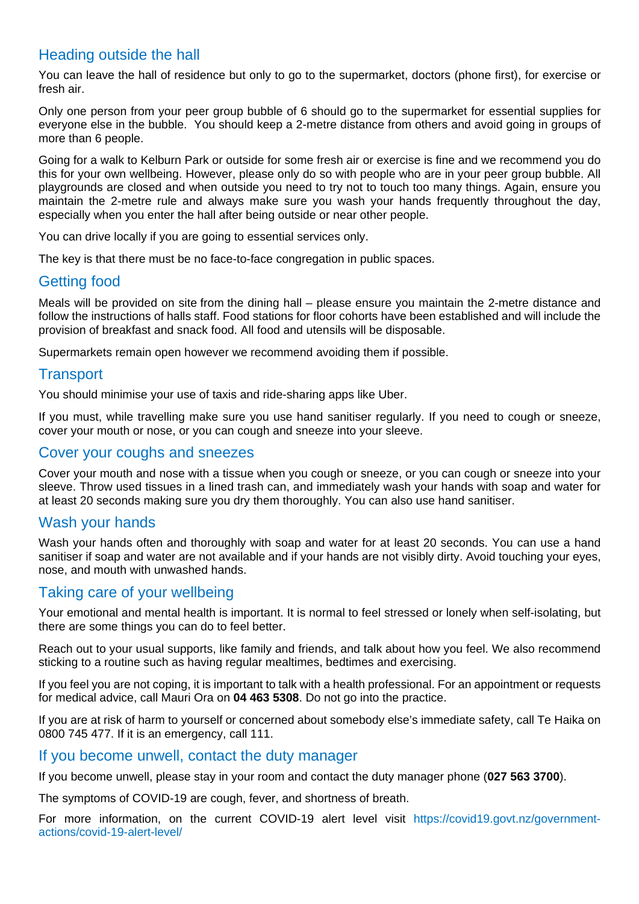## Heading outside the hall

You can leave the hall of residence but only to go to the supermarket, doctors (phone first), for exercise or fresh air.

Only one person from your peer group bubble of 6 should go to the supermarket for essential supplies for everyone else in the bubble. You should keep a 2-metre distance from others and avoid going in groups of more than 6 people.

Going for a walk to Kelburn Park or outside for some fresh air or exercise is fine and we recommend you do this for your own wellbeing. However, please only do so with people who are in your peer group bubble. All playgrounds are closed and when outside you need to try not to touch too many things. Again, ensure you maintain the 2-metre rule and always make sure you wash your hands frequently throughout the day, especially when you enter the hall after being outside or near other people.

You can drive locally if you are going to essential services only.

The key is that there must be no face-to-face congregation in public spaces.

## Getting food

Meals will be provided on site from the dining hall – please ensure you maintain the 2-metre distance and follow the instructions of halls staff. Food stations for floor cohorts have been established and will include the provision of breakfast and snack food. All food and utensils will be disposable.

Supermarkets remain open however we recommend avoiding them if possible.

## Transport

You should minimise your use of taxis and ride-sharing apps like Uber.

If you must, while travelling make sure you use hand sanitiser regularly. If you need to cough or sneeze, cover your mouth or nose, or you can cough and sneeze into your sleeve.

## Cover your coughs and sneezes

Cover your mouth and nose with a tissue when you cough or sneeze, or you can cough or sneeze into your sleeve. Throw used tissues in a lined trash can, and immediately wash your hands with soap and water for at least 20 seconds making sure you dry them thoroughly. You can also use hand sanitiser.

## Wash your hands

Wash your hands often and thoroughly with soap and water for at least 20 seconds. You can use a hand sanitiser if soap and water are not available and if your hands are not visibly dirty. Avoid touching your eyes, nose, and mouth with unwashed hands.

## Taking care of your wellbeing

Your emotional and mental health is important. It is normal to feel stressed or lonely when self-isolating, but there are some things you can do to feel better.

Reach out to your usual supports, like family and friends, and talk about how you feel. We also recommend sticking to a routine such as having regular mealtimes, bedtimes and exercising.

If you feel you are not coping, it is important to talk with a health professional. For an appointment or requests for medical advice, call Mauri Ora on **04 463 5308**. Do not go into the practice.

If you are at risk of harm to yourself or concerned about somebody else's immediate safety, call Te Haika on 0800 745 477. If it is an emergency, call 111.

## If you become unwell, contact the duty manager

If you become unwell, please stay in your room and contact the duty manager phone (**027 563 3700**).

The symptoms of COVID-19 are cough, fever, and shortness of breath.

For more information, on the current COVID-19 alert level visit https://covid19.govt.nz/government-actions/covid-19-alert-level/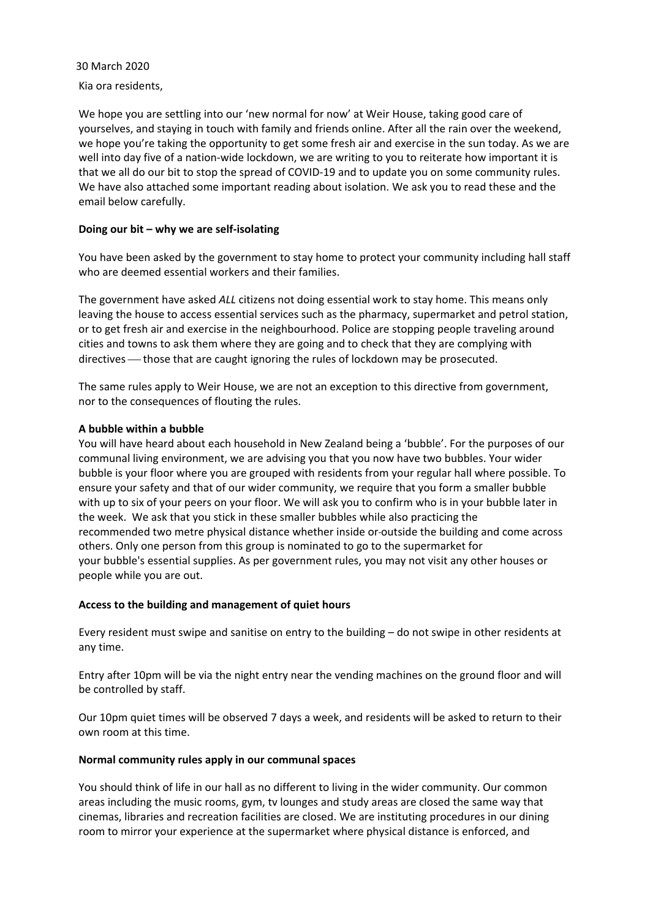30 March 2020

Kia ora residents,

We hope you are settling into our 'new normal for now' at Weir House, taking good care of yourselves, and staying in touch with family and friends online. After all the rain over the weekend, we hope you're taking the opportunity to get some fresh air and exercise in the sun today. As we are well into day five of a nation-wide lockdown, we are writing to you to reiterate how important it is that we all do our bit to stop the spread of COVID-19 and to update you on some community rules. We have also attached some important reading about isolation. We ask you to read these and the email below carefully.

**Doing our bit – why we are self-isolating**

You have been asked by the government to stay home to protect your community including hall staff who are deemed essential workers and their families.

The government have asked *ALL* citizens not doing essential work to stay home. This means only leaving the house to access essential services such as the pharmacy, supermarket and petrol station, or to get fresh air and exercise in the neighbourhood. Police are stopping people traveling around cities and towns to ask them where they are going and to check that they are complying with directives — those that are caught ignoring the rules of lockdown may be prosecuted.

The same rules apply to Weir House, we are not an exception to this directive from government, nor to the consequences of flouting the rules.

**A bubble within a bubble**

You will have heard about each household in New Zealand being a 'bubble'. For the purposes of our communal living environment, we are advising you that you now have two bubbles. Your wider bubble is your floor where you are grouped with residents from your regular hall where possible. To ensure your safety and that of our wider community, we require that you form a smaller bubble with up to six of your peers on your floor. We will ask you to confirm who is in your bubble later in the week. We ask that you stick in these smaller bubbles while also practicing the recommended two metre physical distance whether inside or outside the building and come across others. Only one person from this group is nominated to go to the supermarket for your bubble's essential supplies. As per government rules, you may not visit any other houses or people while you are out.

**Access to the building and management of quiet hours**

Every resident must swipe and sanitise on entry to the building – do not swipe in other residents at any time.

Entry after 10pm will be via the night entry near the vending machines on the ground floor and will be controlled by staff.

Our 10pm quiet times will be observed 7 days a week, and residents will be asked to return to their own room at this time.

**Normal community rules apply in our communal spaces**

You should think of life in our hall as no different to living in the wider community. Our common areas including the music rooms, gym, tv lounges and study areas are closed the same way that cinemas, libraries and recreation facilities are closed. We are instituting procedures in our dining room to mirror your experience at the supermarket where physical distance is enforced, and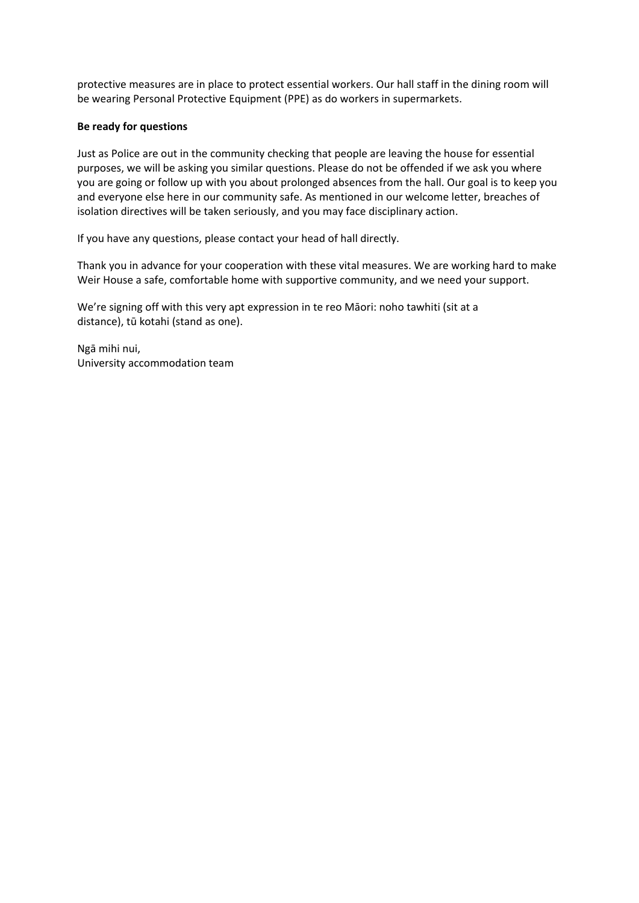protective measures are in place to protect essential workers. Our hall staff in the dining room will be wearing Personal Protective Equipment (PPE) as do workers in supermarkets.

**Be ready for questions**

Just as Police are out in the community checking that people are leaving the house for essential purposes, we will be asking you similar questions. Please do not be offended if we ask you where you are going or follow up with you about prolonged absences from the hall. Our goal is to keep you and everyone else here in our community safe. As mentioned in our welcome letter, breaches of isolation directives will be taken seriously, and you may face disciplinary action.

If you have any questions, please contact your head of hall directly.

Thank you in advance for your cooperation with these vital measures. We are working hard to make Weir House a safe, comfortable home with supportive community, and we need your support.

We're signing off with this very apt expression in te reo Māori: noho tawhiti (sit at a distance), tū kotahi (stand as one).

Ngā mihi nui,  
University accommodation team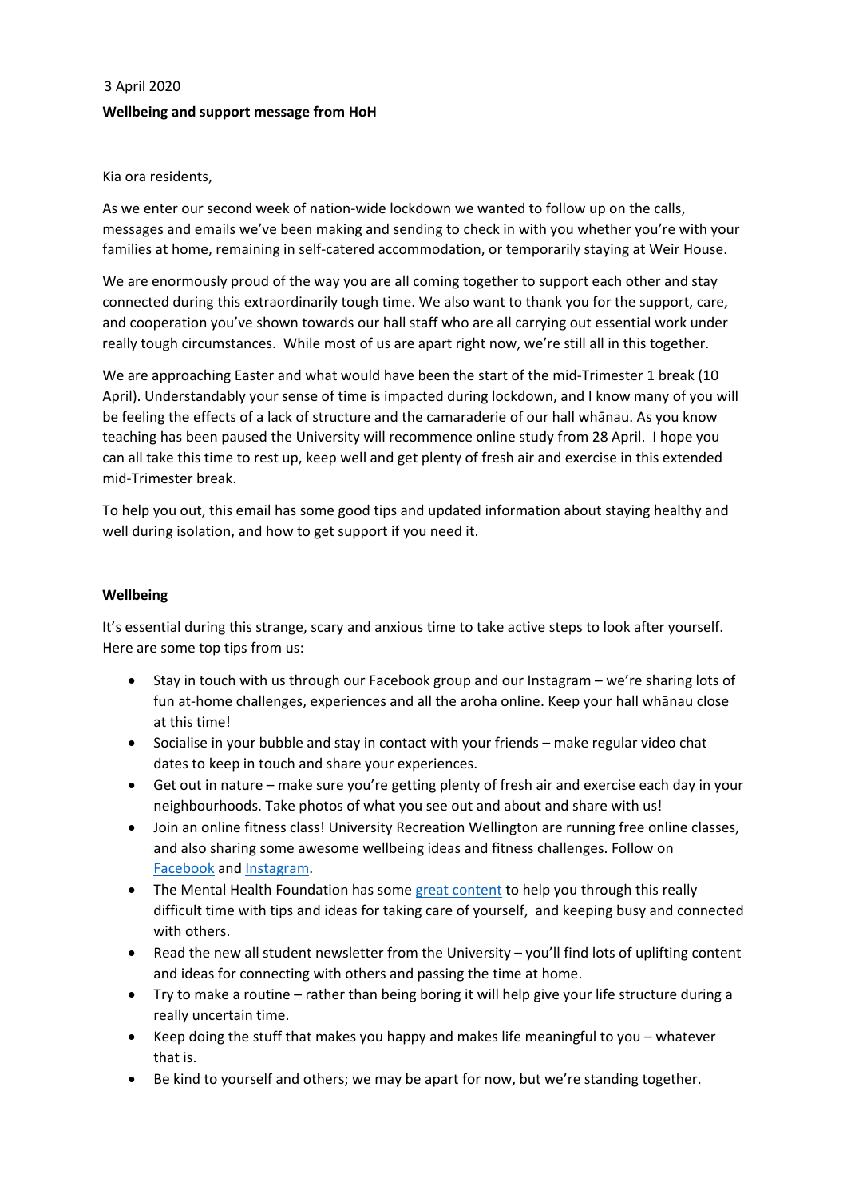3 April 2020

**Wellbeing and support message from HoH**

Kia ora residents,

As we enter our second week of nation-wide lockdown we wanted to follow up on the calls, messages and emails we've been making and sending to check in with you whether you're with your families at home, remaining in self-catered accommodation, or temporarily staying at Weir House.

We are enormously proud of the way you are all coming together to support each other and stay connected during this extraordinarily tough time. We also want to thank you for the support, care, and cooperation you've shown towards our hall staff who are all carrying out essential work under really tough circumstances. While most of us are apart right now, we're still all in this together.

We are approaching Easter and what would have been the start of the mid-Trimester 1 break (10 April). Understandably your sense of time is impacted during lockdown, and I know many of you will be feeling the effects of a lack of structure and the camaraderie of our hall whānau. As you know teaching has been paused the University will recommence online study from 28 April. I hope you can all take this time to rest up, keep well and get plenty of fresh air and exercise in this extended mid-Trimester break.

To help you out, this email has some good tips and updated information about staying healthy and well during isolation, and how to get support if you need it.

**Wellbeing**

It's essential during this strange, scary and anxious time to take active steps to look after yourself. Here are some top tips from us:

- Stay in touch with us through our Facebook group and our Instagram – we're sharing lots of fun at-home challenges, experiences and all the aroha online. Keep your hall whānau close at this time!
- Socialise in your bubble and stay in contact with your friends – make regular video chat dates to keep in touch and share your experiences.
- Get out in nature – make sure you're getting plenty of fresh air and exercise each day in your neighbourhoods. Take photos of what you see out and about and share with us!
- Join an online fitness class! University Recreation Wellington are running free online classes, and also sharing some awesome wellbeing ideas and fitness challenges. Follow on Facebook and Instagram.
- The Mental Health Foundation has some great content to help you through this really difficult time with tips and ideas for taking care of yourself, and keeping busy and connected with others.
- Read the new all student newsletter from the University – you'll find lots of uplifting content and ideas for connecting with others and passing the time at home.
- Try to make a routine – rather than being boring it will help give your life structure during a really uncertain time.
- Keep doing the stuff that makes you happy and makes life meaningful to you – whatever that is.
- Be kind to yourself and others; we may be apart for now, but we're standing together.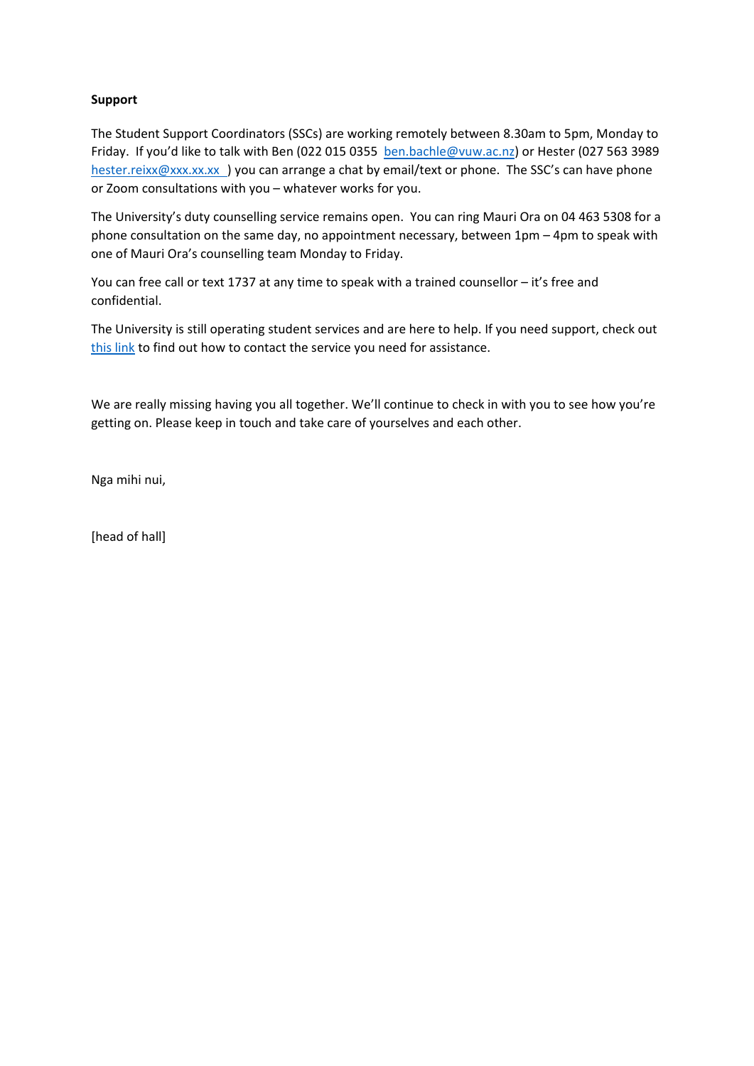**Support**

The Student Support Coordinators (SSCs) are working remotely between 8.30am to 5pm, Monday to Friday. If you'd like to talk with Ben (022 015 0355 ben.bachle@vuw.ac.nz) or Hester (027 563 3989 hester.reixx@xxx.xx.xx ) you can arrange a chat by email/text or phone. The SSC's can have phone or Zoom consultations with you – whatever works for you.

The University's duty counselling service remains open. You can ring Mauri Ora on 04 463 5308 for a phone consultation on the same day, no appointment necessary, between 1pm – 4pm to speak with one of Mauri Ora's counselling team Monday to Friday.

You can free call or text 1737 at any time to speak with a trained counsellor – it's free and confidential.

The University is still operating student services and are here to help. If you need support, check out this link to find out how to contact the service you need for assistance.

We are really missing having you all together. We'll continue to check in with you to see how you're getting on. Please keep in touch and take care of yourselves and each other.

Nga mihi nui,

[head of hall]